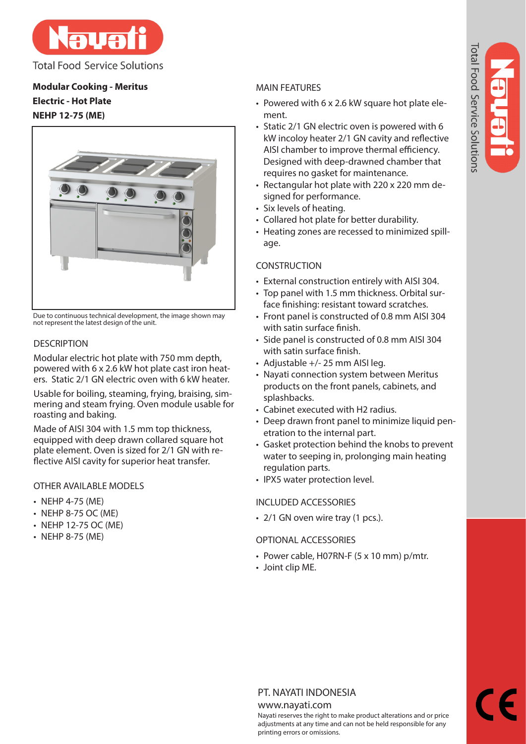Total Food Service Solutions

**Modular Cooking - Meritus**

**Electric - Hot Plate**

**NEHP 12-75 (ME)**

Due to continuous technical development, the image shown may not represent the latest design of the unit.

## DESCRIPTION

Modular electric hot plate with 750 mm depth, powered with 6 x 2.6 kW hot plate cast iron heaters. Static 2/1 GN electric oven with 6 kW heater.

Usable for boiling, steaming, frying, braising, simmering and steam frying. Oven module usable for roasting and baking.

Made of AISI 304 with 1.5 mm top thickness, equipped with deep drawn collared square hot plate element. Oven is sized for 2/1 GN with reflective AISI cavity for superior heat transfer.

## OTHER AVAILABLE MODELS

- NEHP 4-75 (ME)
- NEHP 8-75 OC (ME)
- NEHP 12-75 OC (ME)
- NEHP 8-75 (ME)

## MAIN FEATURES

- Powered with 6 x 2.6 kW square hot plate element.
- Static 2/1 GN electric oven is powered with 6 kW incoloy heater 2/1 GN cavity and reflective AISI chamber to improve thermal efficiency. Designed with deep-drawned chamber that requires no gasket for maintenance.
- Rectangular hot plate with 220 x 220 mm designed for performance.
- Six levels of heating.
- Collared hot plate for better durability.
- Heating zones are recessed to minimized spillage.

## CONSTRUCTION

- External construction entirely with AISI 304.
- Top panel with 1.5 mm thickness. Orbital surface finishing: resistant toward scratches.
- Front panel is constructed of 0.8 mm AISI 304 with satin surface finish.
- Side panel is constructed of 0.8 mm AISI 304 with satin surface finish.
- Adjustable +/- 25 mm AISI leg.
- Nayati connection system between Meritus products on the front panels, cabinets, and splashbacks.
- Cabinet executed with H2 radius.
- Deep drawn front panel to minimize liquid penetration to the internal part.
- Gasket protection behind the knobs to prevent water to seeping in, prolonging main heating regulation parts.
- IPX5 water protection level.

## INCLUDED ACCESSORIES

- 2/1 GN oven wire tray (1 pcs.).

## OPTIONAL ACCESSORIES

- Power cable, H07RN-F (5 x 10 mm) p/mtr.
- Joint clip ME.

PT. NAYATI INDONESIA

www.nayati.com

Nayati reserves the right to make product alterations and or price adjustments at any time and can not be held responsible for any printing errors or omissions.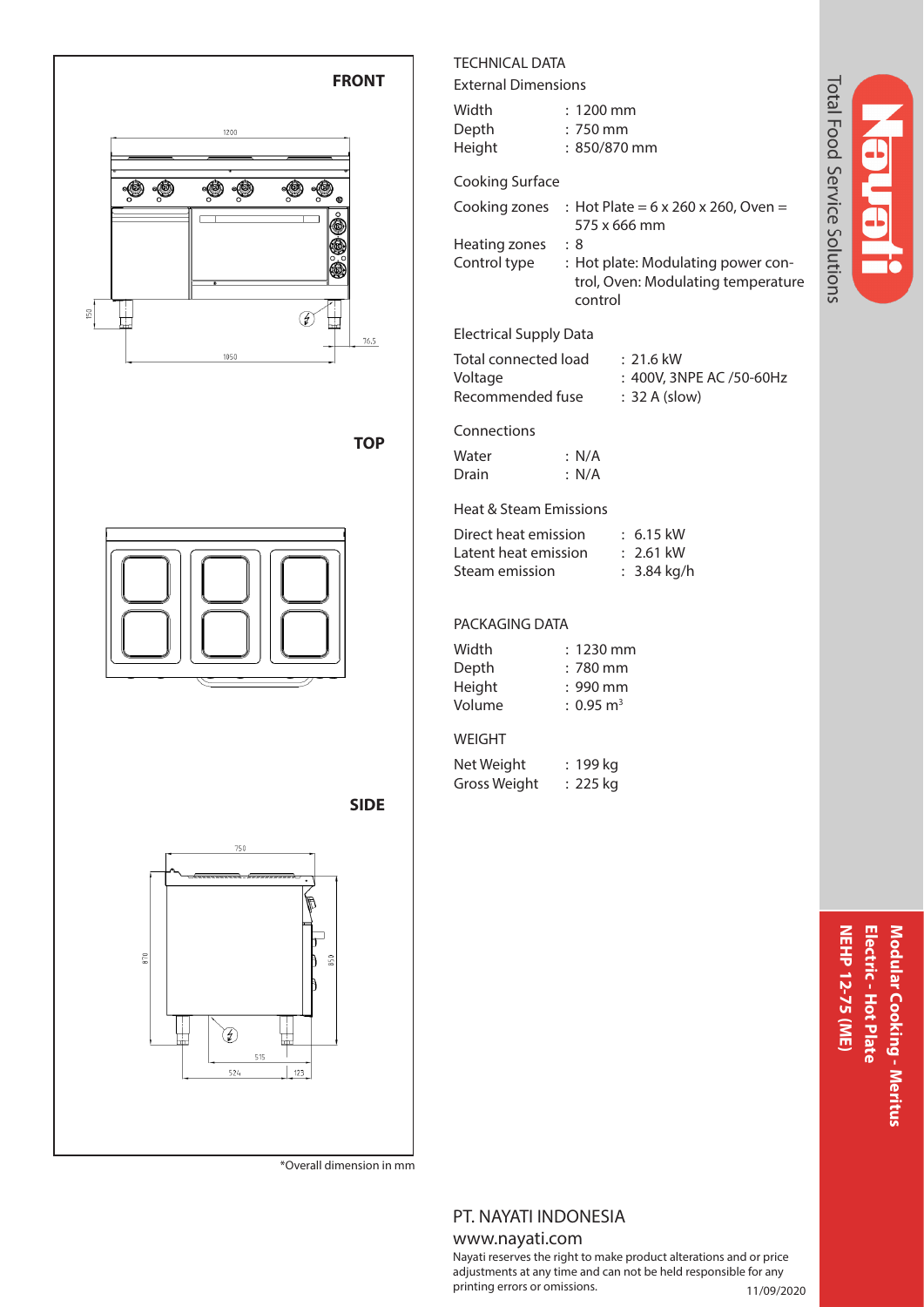**FRONT**

1200

150

76.5

1050

**TOP**

**SIDE**

750

870

850

515

524

123

*Overall dimension in mm

## TECHNICAL DATA

### External Dimensions

| | |
|---|---|
| Width | : 1200 mm |
| Depth | : 750 mm |
| Height | : 850/870 mm |

### Cooking Surface

| | |
|---|---|
| Cooking zones | : Hot Plate = 6 x 260 x 260, Oven = 575 x 666 mm |
| Heating zones | : 8 |
| Control type | : Hot plate: Modulating power control, Oven: Modulating temperature control |

### Electrical Supply Data

| | |
|---|---|
| Total connected load | : 21.6 kW |
| Voltage | : 400V, 3NPE AC /50-60Hz |
| Recommended fuse | : 32 A (slow) |

### Connections

| | |
|---|---|
| Water | : N/A |
| Drain | : N/A |

### Heat & Steam Emissions

| | |
|---|---|
| Direct heat emission | : 6.15 kW |
| Latent heat emission | : 2.61 kW |
| Steam emission | : 3.84 kg/h |

## PACKAGING DATA

| | |
|---|---|
| Width | : 1230 mm |
| Depth | : 780 mm |
| Height | : 990 mm |
| Volume | : 0.95 m$^3$ |

## WEIGHT

| | |
|---|---|
| Net Weight | : 199 kg |
| Gross Weight | : 225 kg |

Nayati

Total Food Service Solutions

**Modular Cooking - Meritus**
**Electric - Hot Plate**
**NEHP 12-75 (ME)**

PT. NAYATI INDONESIA

www.nayati.com

Nayati reserves the right to make product alterations and or price adjustments at any time and can not be held responsible for any printing errors or omissions.

11/09/2020